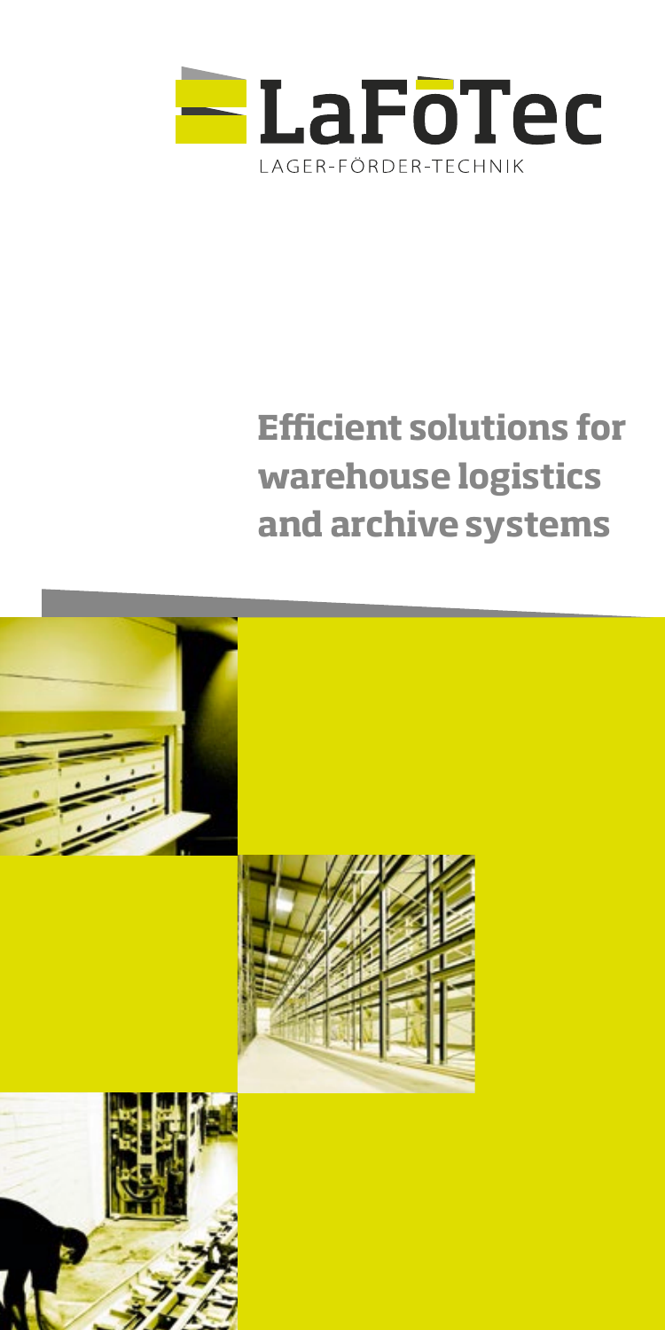# LaFöTec

LAGER-FÖRDER-TECHNIK

## Efficient solutions for warehouse logistics and archive systems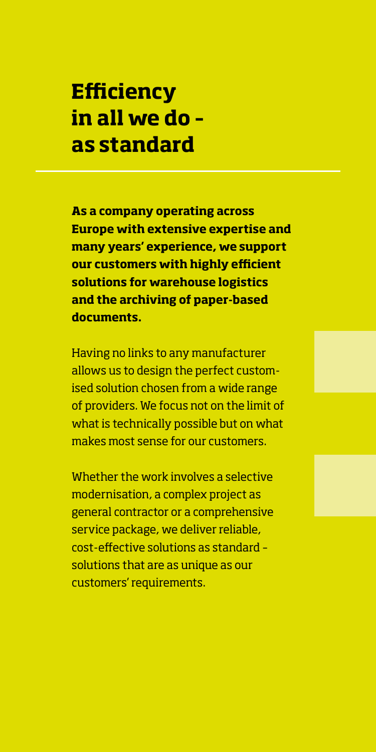# Efficiency in all we do – as standard

**As a company operating across Europe with extensive expertise and many years' experience, we support our customers with highly efficient solutions for warehouse logistics and the archiving of paper-based documents.**

Having no links to any manufacturer allows us to design the perfect customised solution chosen from a wide range of providers. We focus not on the limit of what is technically possible but on what makes most sense for our customers.

Whether the work involves a selective modernisation, a complex project as general contractor or a comprehensive service package, we deliver reliable, cost-effective solutions as standard – solutions that are as unique as our customers' requirements.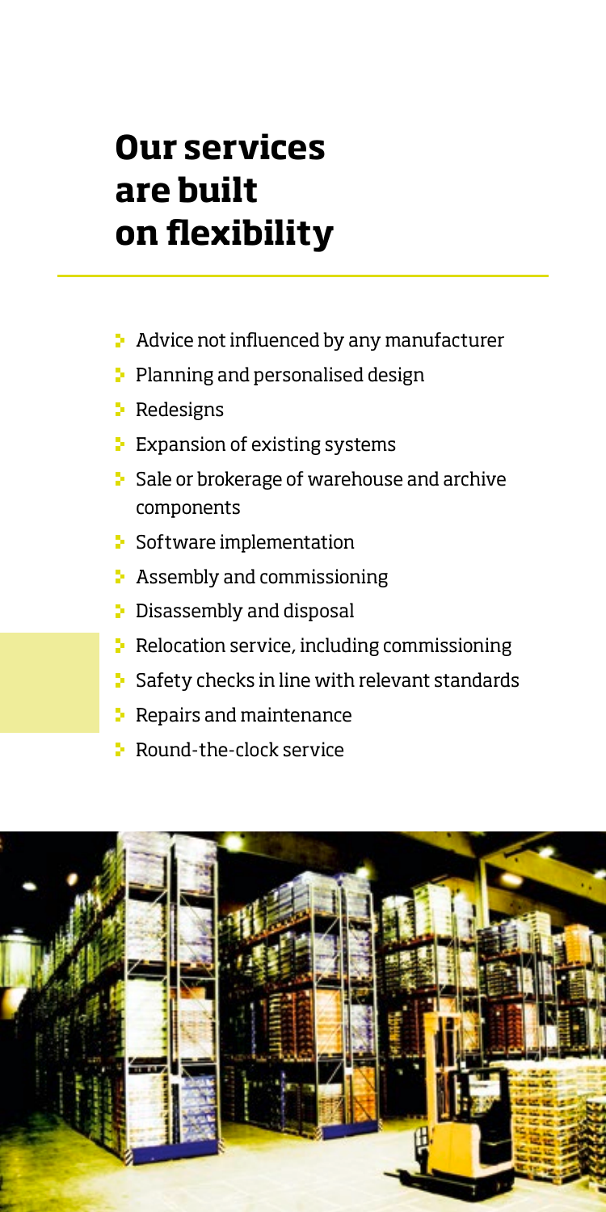# Our services are built on flexibility

- Advice not influenced by any manufacturer
- Planning and personalised design
- Redesigns
- Expansion of existing systems
- Sale or brokerage of warehouse and archive components
- Software implementation
- Assembly and commissioning
- Disassembly and disposal
- Relocation service, including commissioning
- Safety checks in line with relevant standards
- Repairs and maintenance
- Round-the-clock service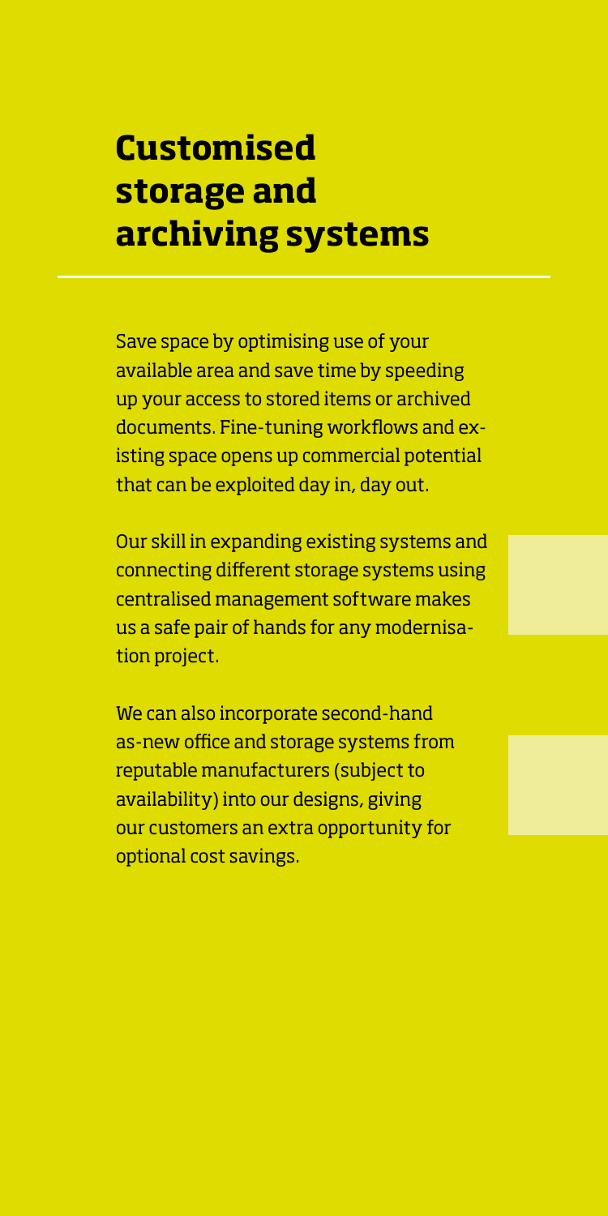# Customised storage and archiving systems

Save space by optimising use of your available area and save time by speeding up your access to stored items or archived documents. Fine-tuning workflows and existing space opens up commercial potential that can be exploited day in, day out.

Our skill in expanding existing systems and connecting different storage systems using centralised management software makes us a safe pair of hands for any modernisation project.

We can also incorporate second-hand as-new office and storage systems from reputable manufacturers (subject to availability) into our designs, giving our customers an extra opportunity for optional cost savings.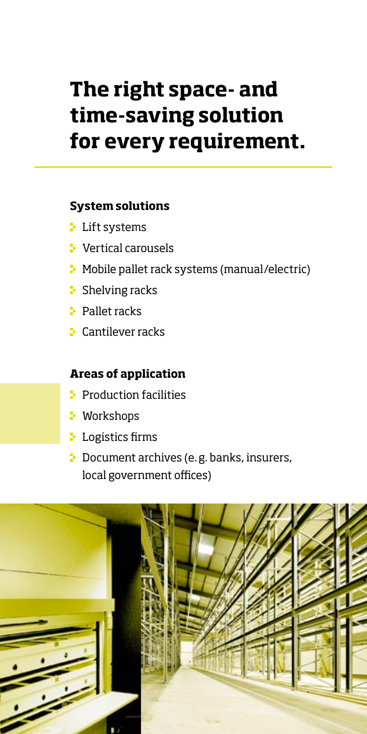# The right space- and time-saving solution for every requirement.

### System solutions

- Lift systems
- Vertical carousels
- Mobile pallet rack systems (manual/electric)
- Shelving racks
- Pallet racks
- Cantilever racks

### Areas of application

- Production facilities
- Workshops
- Logistics firms
- Document archives (e. g. banks, insurers, local government offices)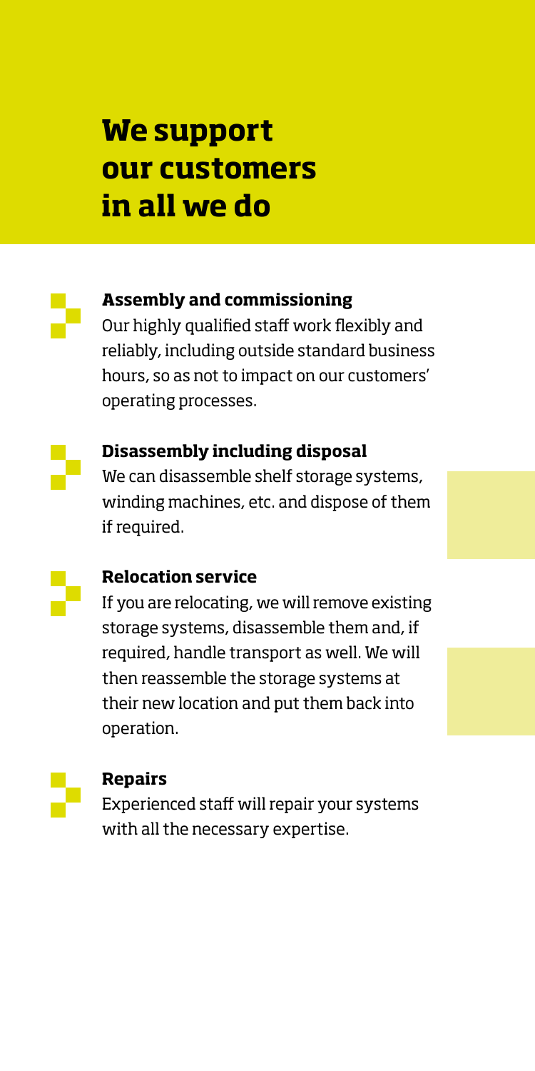# We support our customers in all we do

### Assembly and commissioning

Our highly qualified staff work flexibly and reliably, including outside standard business hours, so as not to impact on our customers' operating processes.

### Disassembly including disposal

We can disassemble shelf storage systems, winding machines, etc. and dispose of them if required.

### Relocation service

If you are relocating, we will remove existing storage systems, disassemble them and, if required, handle transport as well. We will then reassemble the storage systems at their new location and put them back into operation.

### Repairs

Experienced staff will repair your systems with all the necessary expertise.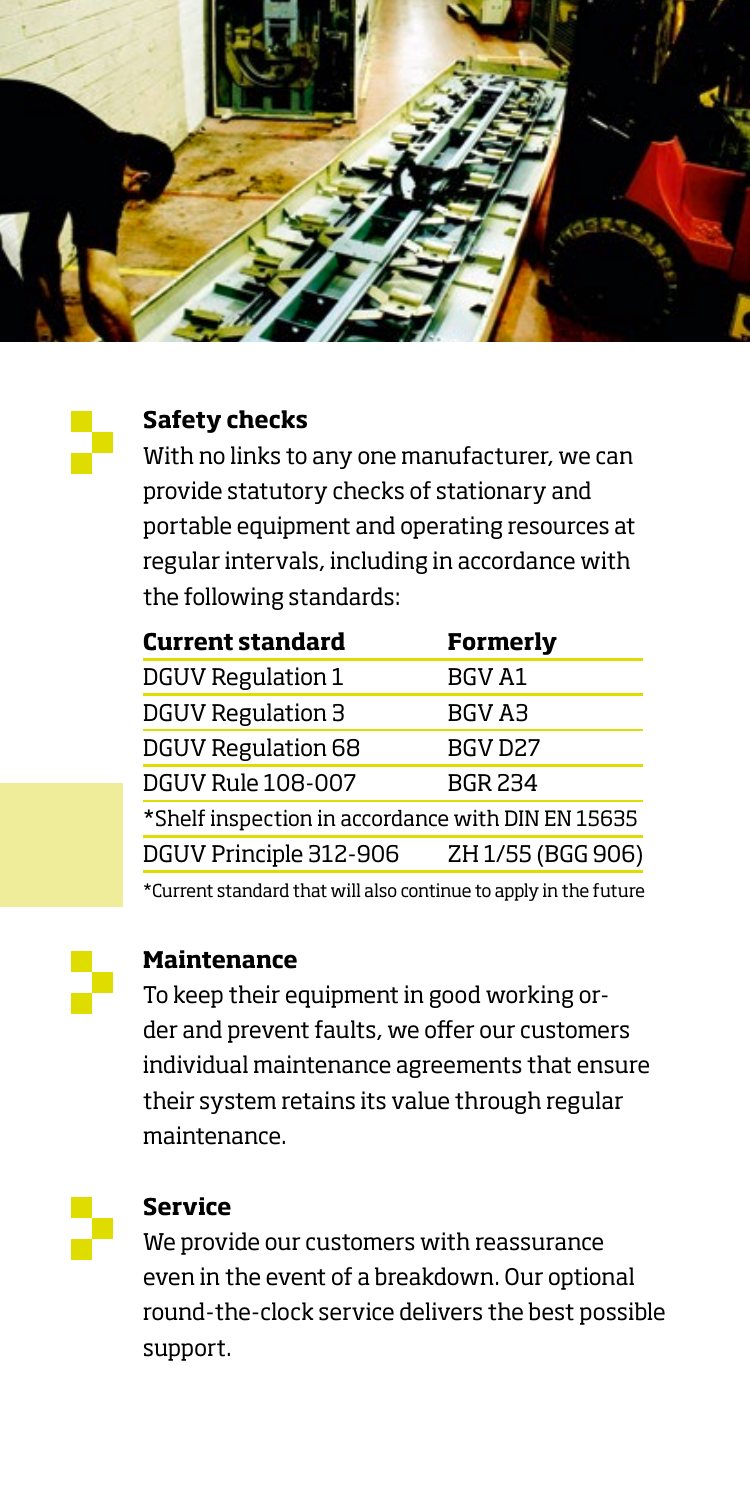## Safety checks

With no links to any one manufacturer, we can provide statutory checks of stationary and portable equipment and operating resources at regular intervals, including in accordance with the following standards:

| Current standard | Formerly |
| --- | --- |
| DGUV Regulation 1 | BGV A1 |
| DGUV Regulation 3 | BGV A3 |
| DGUV Regulation 68 | BGV D27 |
| DGUV Rule 108-007 | BGR 234 |
| *Shelf inspection in accordance with DIN EN 15635 | |
| DGUV Principle 312-906 | ZH 1/55 (BGG 906) |

*Current standard that will also continue to apply in the future

## Maintenance

To keep their equipment in good working order and prevent faults, we offer our customers individual maintenance agreements that ensure their system retains its value through regular maintenance.

## Service

We provide our customers with reassurance even in the event of a breakdown. Our optional round-the-clock service delivers the best possible support.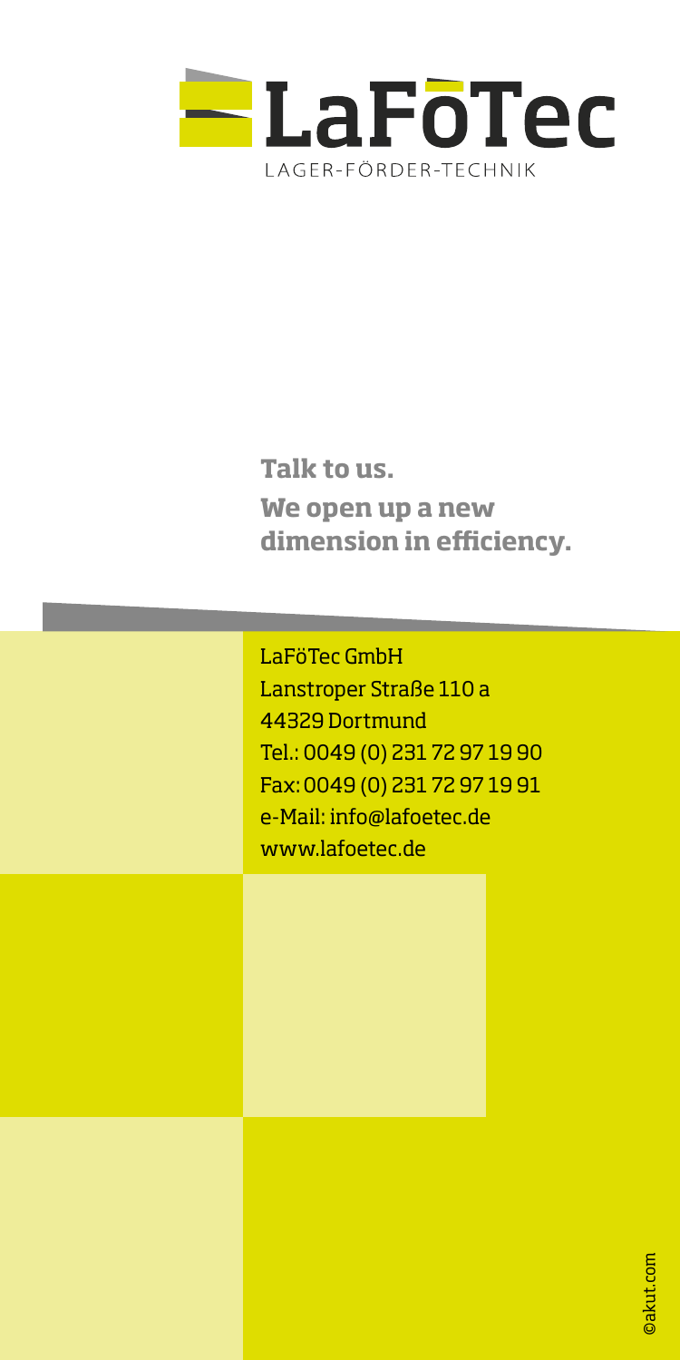# LaFöTec

LAGER-FÖRDER-TECHNIK

**Talk to us.**
**We open up a new dimension in efficiency.**

LaFöTec GmbH
Lanstroper Straße 110 a
44329 Dortmund
Tel.: 0049 (0) 231 72 97 19 90
Fax: 0049 (0) 231 72 97 19 91
e-Mail: info@lafoetec.de
www.lafoetec.de

©akut.com